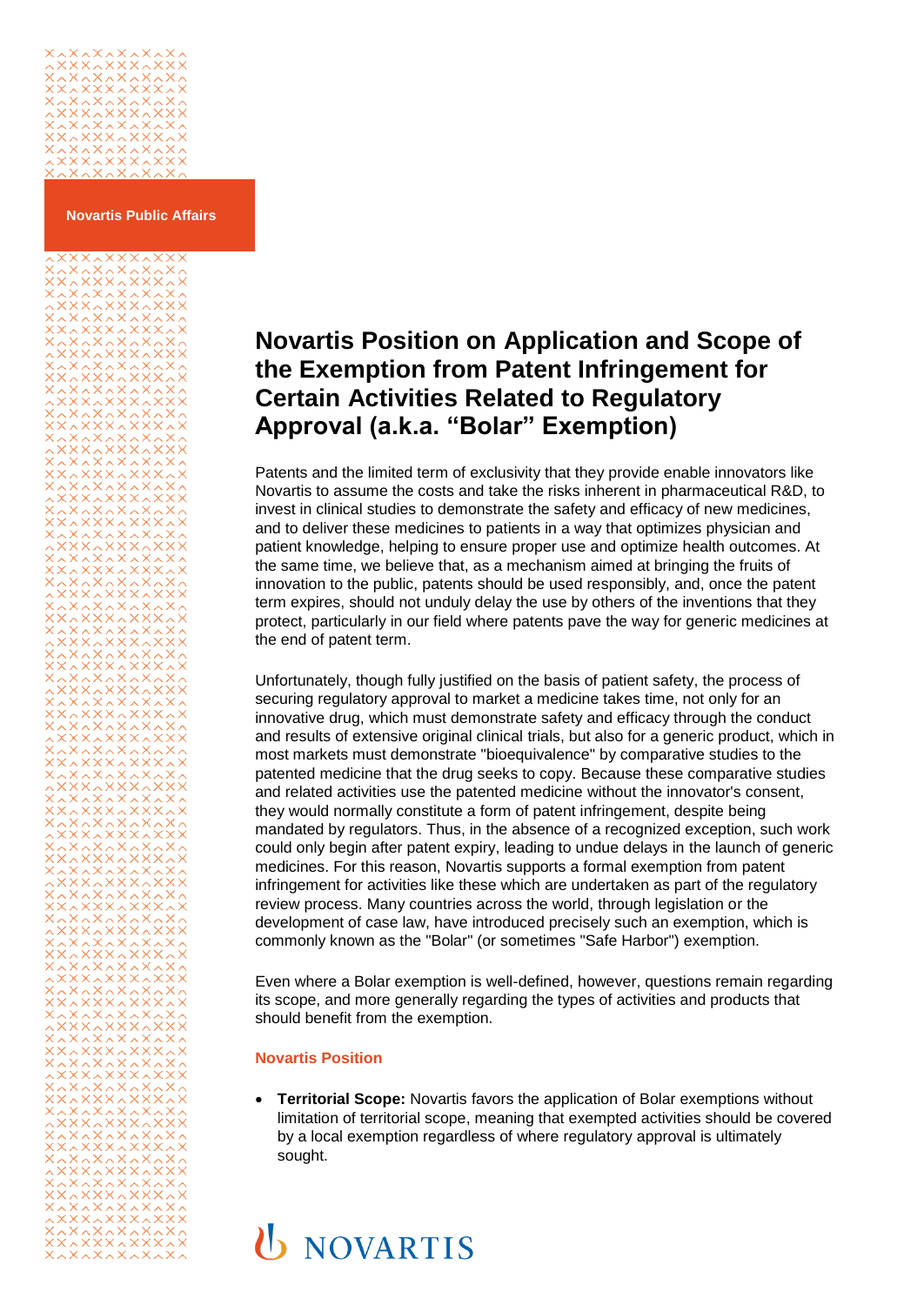Novartis Public Affairs

# Novartis Position on Application and Scope of the Exemption from Patent Infringement for Certain Activities Related to Regulatory Approval (a.k.a. "Bolar" Exemption)

Patents and the limited term of exclusivity that they provide enable innovators like Novartis to assume the costs and take the risks inherent in pharmaceutical R&D, to invest in clinical studies to demonstrate the safety and efficacy of new medicines, and to deliver these medicines to patients in a way that optimizes physician and patient knowledge, helping to ensure proper use and optimize health outcomes. At the same time, we believe that, as a mechanism aimed at bringing the fruits of innovation to the public, patents should be used responsibly, and, once the patent term expires, should not unduly delay the use by others of the inventions that they protect, particularly in our field where patents pave the way for generic medicines at the end of patent term.

Unfortunately, though fully justified on the basis of patient safety, the process of securing regulatory approval to market a medicine takes time, not only for an innovative drug, which must demonstrate safety and efficacy through the conduct and results of extensive original clinical trials, but also for a generic product, which in most markets must demonstrate "bioequivalence" by comparative studies to the patented medicine that the drug seeks to copy. Because these comparative studies and related activities use the patented medicine without the innovator's consent, they would normally constitute a form of patent infringement, despite being mandated by regulators. Thus, in the absence of a recognized exception, such work could only begin after patent expiry, leading to undue delays in the launch of generic medicines. For this reason, Novartis supports a formal exemption from patent infringement for activities like these which are undertaken as part of the regulatory review process. Many countries across the world, through legislation or the development of case law, have introduced precisely such an exemption, which is commonly known as the "Bolar" (or sometimes "Safe Harbor") exemption.

Even where a Bolar exemption is well-defined, however, questions remain regarding its scope, and more generally regarding the types of activities and products that should benefit from the exemption.

## Novartis Position

- **Territorial Scope:** Novartis favors the application of Bolar exemptions without limitation of territorial scope, meaning that exempted activities should be covered by a local exemption regardless of where regulatory approval is ultimately sought.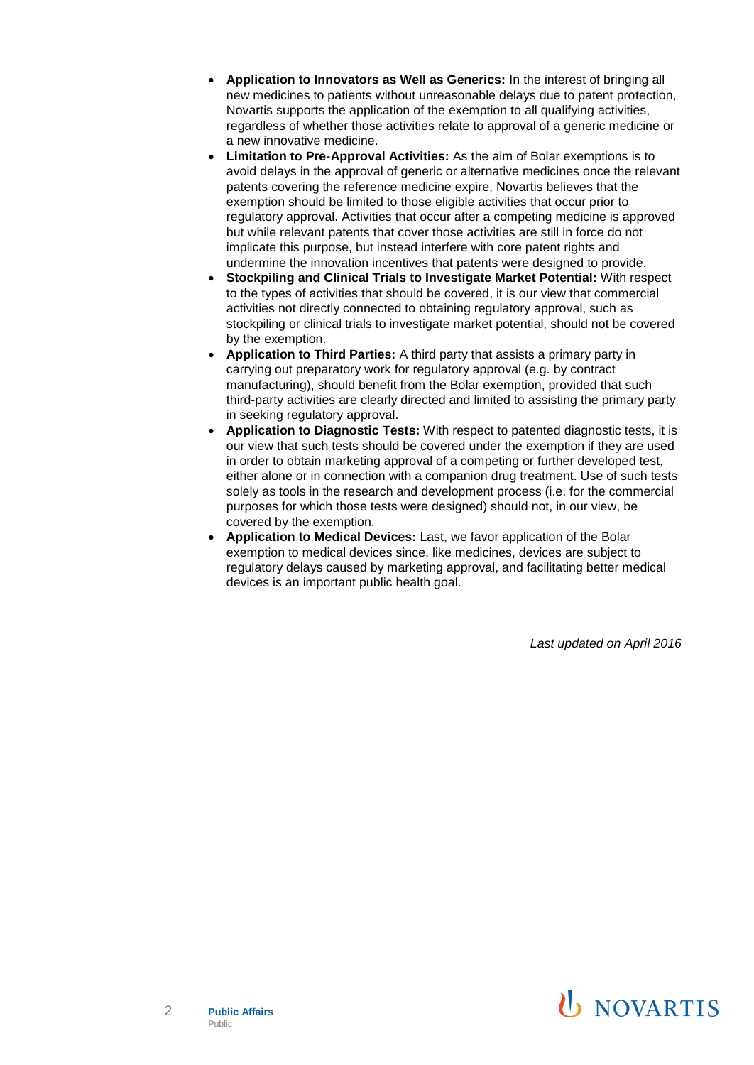- **Application to Innovators as Well as Generics:** In the interest of bringing all new medicines to patients without unreasonable delays due to patent protection, Novartis supports the application of the exemption to all qualifying activities, regardless of whether those activities relate to approval of a generic medicine or a new innovative medicine.
- **Limitation to Pre-Approval Activities:** As the aim of Bolar exemptions is to avoid delays in the approval of generic or alternative medicines once the relevant patents covering the reference medicine expire, Novartis believes that the exemption should be limited to those eligible activities that occur prior to regulatory approval. Activities that occur after a competing medicine is approved but while relevant patents that cover those activities are still in force do not implicate this purpose, but instead interfere with core patent rights and undermine the innovation incentives that patents were designed to provide.
- **Stockpiling and Clinical Trials to Investigate Market Potential:** With respect to the types of activities that should be covered, it is our view that commercial activities not directly connected to obtaining regulatory approval, such as stockpiling or clinical trials to investigate market potential, should not be covered by the exemption.
- **Application to Third Parties:** A third party that assists a primary party in carrying out preparatory work for regulatory approval (e.g. by contract manufacturing), should benefit from the Bolar exemption, provided that such third-party activities are clearly directed and limited to assisting the primary party in seeking regulatory approval.
- **Application to Diagnostic Tests:** With respect to patented diagnostic tests, it is our view that such tests should be covered under the exemption if they are used in order to obtain marketing approval of a competing or further developed test, either alone or in connection with a companion drug treatment. Use of such tests solely as tools in the research and development process (i.e. for the commercial purposes for which those tests were designed) should not, in our view, be covered by the exemption.
- **Application to Medical Devices:** Last, we favor application of the Bolar exemption to medical devices since, like medicines, devices are subject to regulatory delays caused by marketing approval, and facilitating better medical devices is an important public health goal.

*Last updated on April 2016*